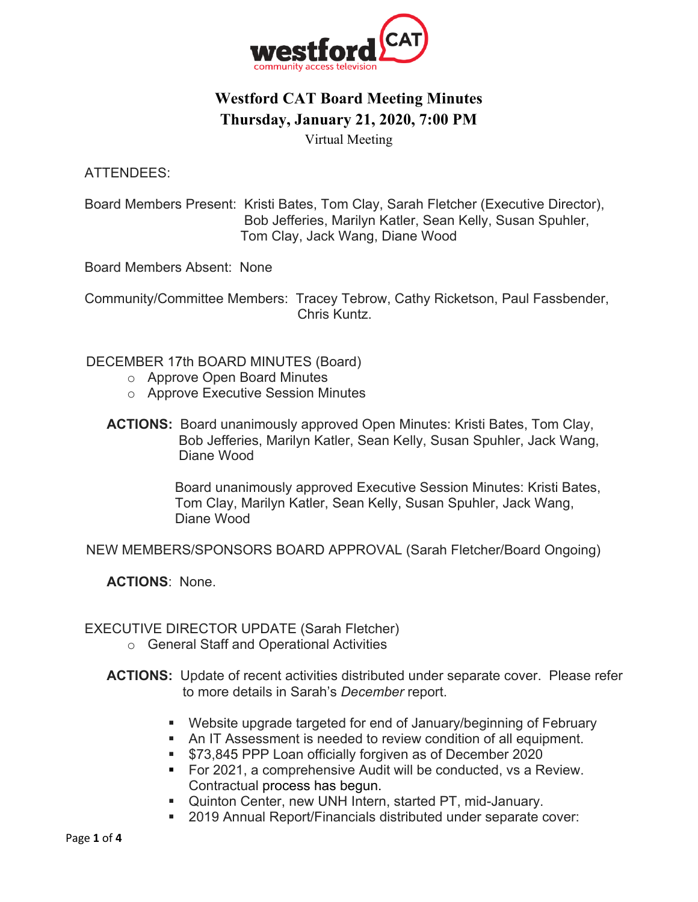westford CAT
community access television

# Westford CAT Board Meeting Minutes
## Thursday, January 21, 2020, 7:00 PM
Virtual Meeting

ATTENDEES:

Board Members Present: Kristi Bates, Tom Clay, Sarah Fletcher (Executive Director), Bob Jefferies, Marilyn Katler, Sean Kelly, Susan Spuhler, Tom Clay, Jack Wang, Diane Wood

Board Members Absent: None

Community/Committee Members: Tracey Tebrow, Cathy Ricketson, Paul Fassbender, Chris Kuntz.

DECEMBER 17th BOARD MINUTES (Board)

- Approve Open Board Minutes
- Approve Executive Session Minutes

**ACTIONS:** Board unanimously approved Open Minutes: Kristi Bates, Tom Clay, Bob Jefferies, Marilyn Katler, Sean Kelly, Susan Spuhler, Jack Wang, Diane Wood

Board unanimously approved Executive Session Minutes: Kristi Bates, Tom Clay, Marilyn Katler, Sean Kelly, Susan Spuhler, Jack Wang, Diane Wood

NEW MEMBERS/SPONSORS BOARD APPROVAL (Sarah Fletcher/Board Ongoing)

**ACTIONS**: None.

EXECUTIVE DIRECTOR UPDATE (Sarah Fletcher)

- General Staff and Operational Activities

**ACTIONS:** Update of recent activities distributed under separate cover. Please refer to more details in Sarah's *December* report.

- Website upgrade targeted for end of January/beginning of February
- An IT Assessment is needed to review condition of all equipment.
- $73,845 PPP Loan officially forgiven as of December 2020
- For 2021, a comprehensive Audit will be conducted, vs a Review. Contractual process has begun.
- Quinton Center, new UNH Intern, started PT, mid-January.
- 2019 Annual Report/Financials distributed under separate cover: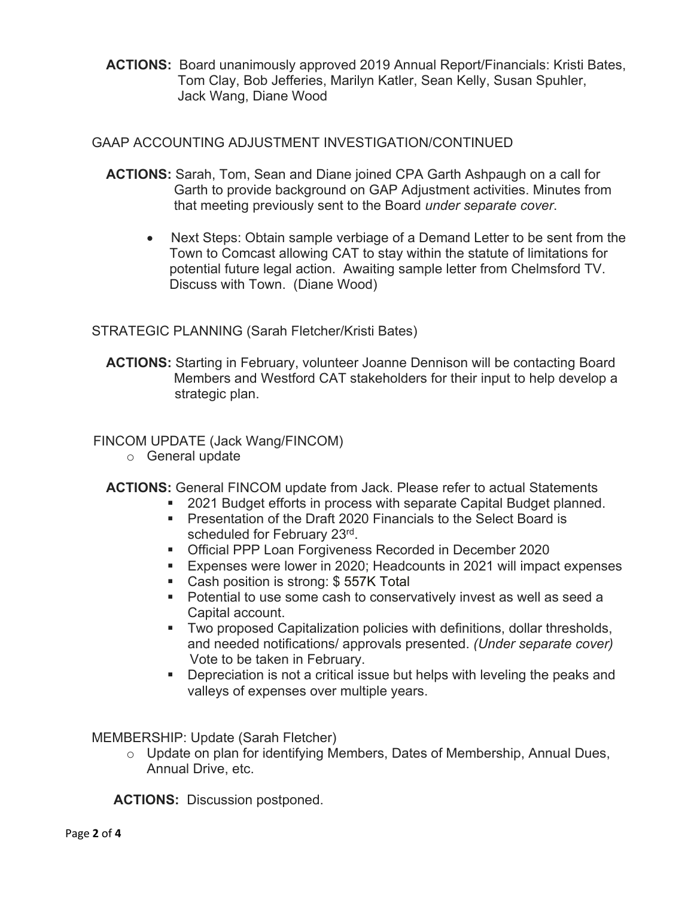**ACTIONS:** Board unanimously approved 2019 Annual Report/Financials: Kristi Bates, Tom Clay, Bob Jefferies, Marilyn Katler, Sean Kelly, Susan Spuhler, Jack Wang, Diane Wood

GAAP ACCOUNTING ADJUSTMENT INVESTIGATION/CONTINUED

**ACTIONS:** Sarah, Tom, Sean and Diane joined CPA Garth Ashpaugh on a call for Garth to provide background on GAP Adjustment activities. Minutes from that meeting previously sent to the Board *under separate cover*.

- Next Steps: Obtain sample verbiage of a Demand Letter to be sent from the Town to Comcast allowing CAT to stay within the statute of limitations for potential future legal action. Awaiting sample letter from Chelmsford TV. Discuss with Town. (Diane Wood)

STRATEGIC PLANNING (Sarah Fletcher/Kristi Bates)

**ACTIONS:** Starting in February, volunteer Joanne Dennison will be contacting Board Members and Westford CAT stakeholders for their input to help develop a strategic plan.

FINCOM UPDATE (Jack Wang/FINCOM)

- General update

**ACTIONS:** General FINCOM update from Jack. Please refer to actual Statements

- 2021 Budget efforts in process with separate Capital Budget planned.
- Presentation of the Draft 2020 Financials to the Select Board is scheduled for February 23rd.
- Official PPP Loan Forgiveness Recorded in December 2020
- Expenses were lower in 2020; Headcounts in 2021 will impact expenses
- Cash position is strong: $ 557K Total
- Potential to use some cash to conservatively invest as well as seed a Capital account.
- Two proposed Capitalization policies with definitions, dollar thresholds, and needed notifications/ approvals presented. *(Under separate cover)* Vote to be taken in February.
- Depreciation is not a critical issue but helps with leveling the peaks and valleys of expenses over multiple years.

MEMBERSHIP: Update (Sarah Fletcher)

- Update on plan for identifying Members, Dates of Membership, Annual Dues, Annual Drive, etc.

**ACTIONS:** Discussion postponed.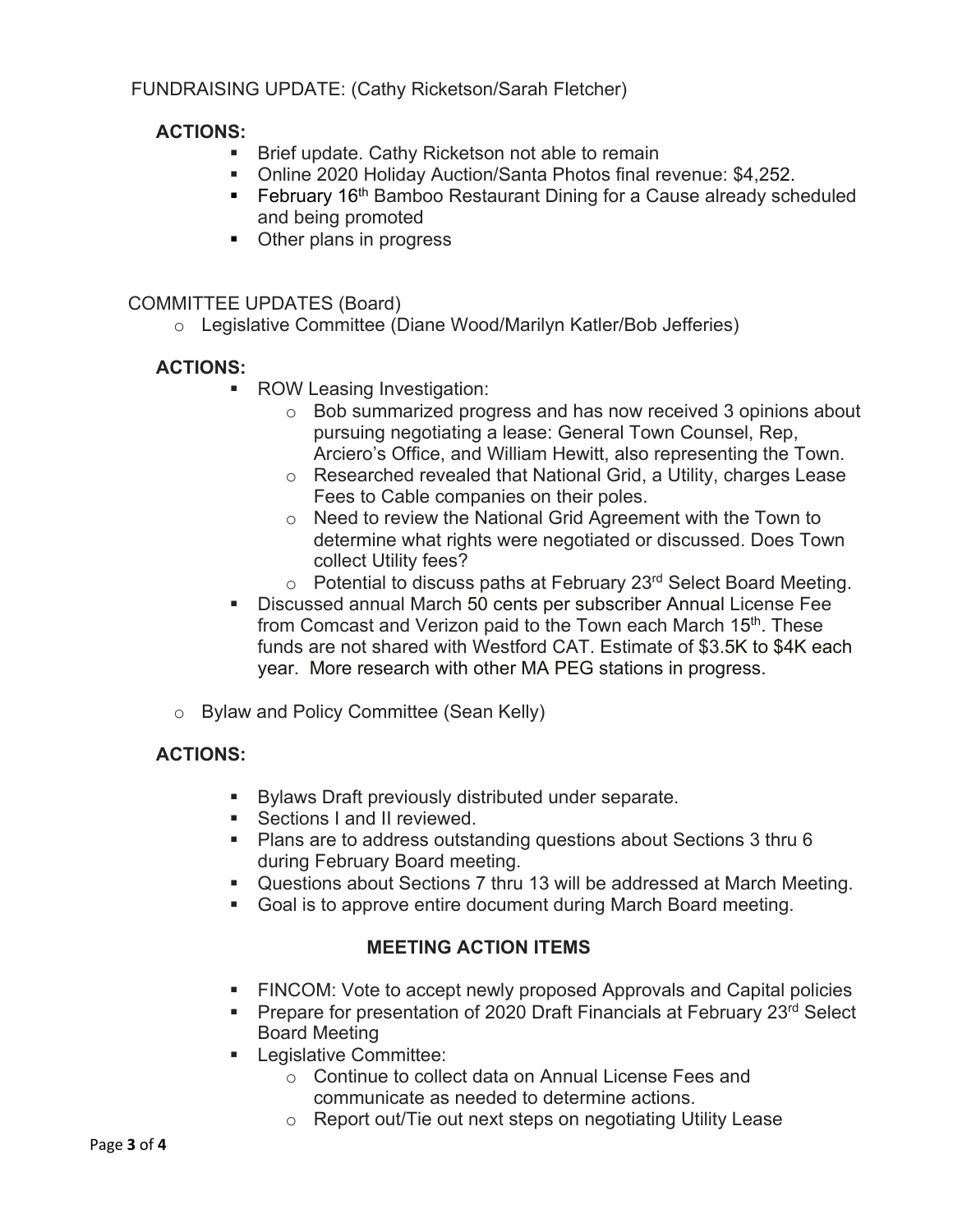FUNDRAISING UPDATE: (Cathy Ricketson/Sarah Fletcher)

**ACTIONS:**

- Brief update. Cathy Ricketson not able to remain
- Online 2020 Holiday Auction/Santa Photos final revenue: $4,252.
- February 16th Bamboo Restaurant Dining for a Cause already scheduled and being promoted
- Other plans in progress

COMMITTEE UPDATES (Board)

- Legislative Committee (Diane Wood/Marilyn Katler/Bob Jefferies)

**ACTIONS:**

- ROW Leasing Investigation:
  - Bob summarized progress and has now received 3 opinions about pursuing negotiating a lease: General Town Counsel, Rep, Arciero's Office, and William Hewitt, also representing the Town.
  - Researched revealed that National Grid, a Utility, charges Lease Fees to Cable companies on their poles.
  - Need to review the National Grid Agreement with the Town to determine what rights were negotiated or discussed. Does Town collect Utility fees?
  - Potential to discuss paths at February 23rd Select Board Meeting.
- Discussed annual March 50 cents per subscriber Annual License Fee from Comcast and Verizon paid to the Town each March 15th. These funds are not shared with Westford CAT. Estimate of $3.5K to $4K each year. More research with other MA PEG stations in progress.

- Bylaw and Policy Committee (Sean Kelly)

**ACTIONS:**

- Bylaws Draft previously distributed under separate.
- Sections I and II reviewed.
- Plans are to address outstanding questions about Sections 3 thru 6 during February Board meeting.
- Questions about Sections 7 thru 13 will be addressed at March Meeting.
- Goal is to approve entire document during March Board meeting.

## MEETING ACTION ITEMS

- FINCOM: Vote to accept newly proposed Approvals and Capital policies
- Prepare for presentation of 2020 Draft Financials at February 23rd Select Board Meeting
- Legislative Committee:
  - Continue to collect data on Annual License Fees and communicate as needed to determine actions.
  - Report out/Tie out next steps on negotiating Utility Lease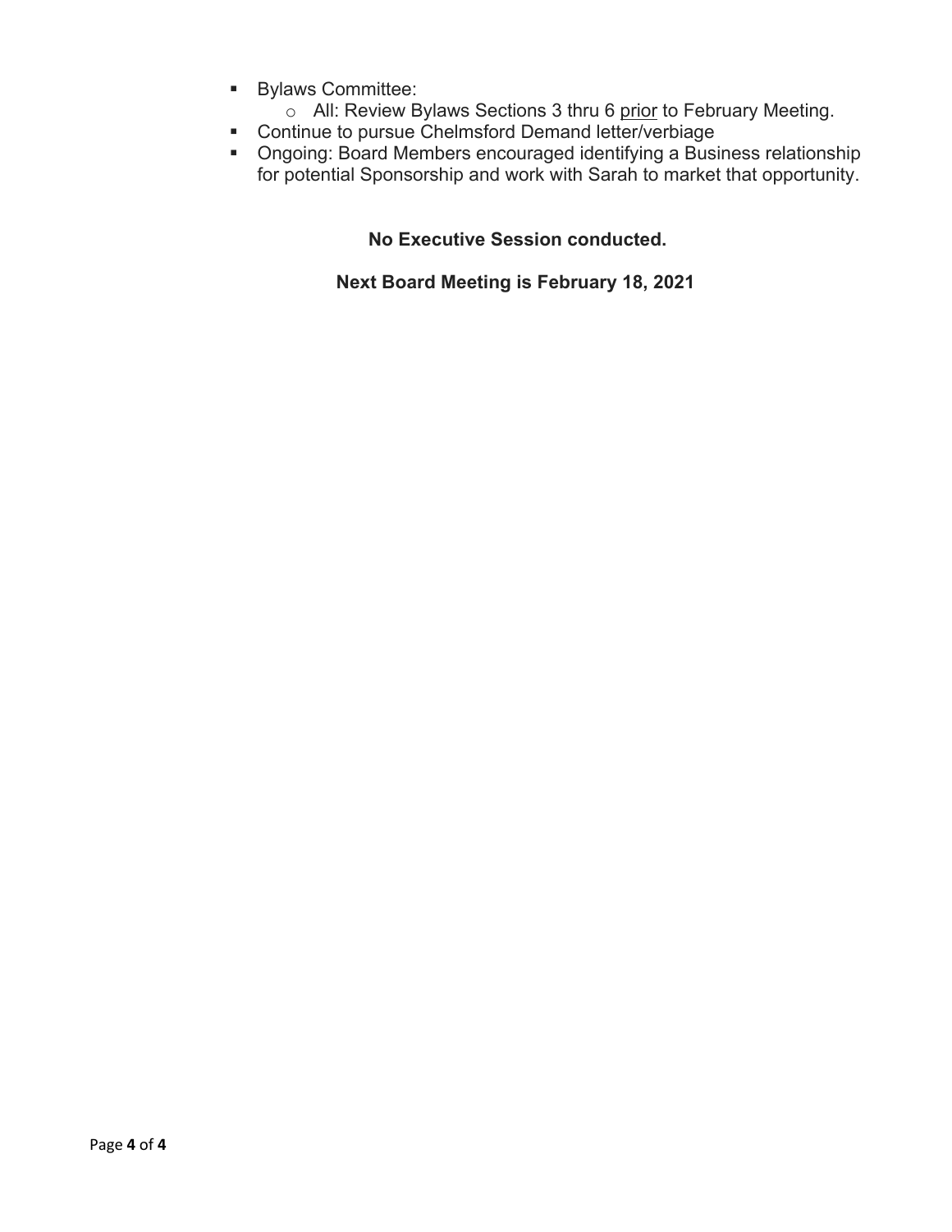- Bylaws Committee:
  - All: Review Bylaws Sections 3 thru 6 <u>prior</u> to February Meeting.
- Continue to pursue Chelmsford Demand letter/verbiage
- Ongoing: Board Members encouraged identifying a Business relationship for potential Sponsorship and work with Sarah to market that opportunity.

**No Executive Session conducted.**

**Next Board Meeting is February 18, 2021**